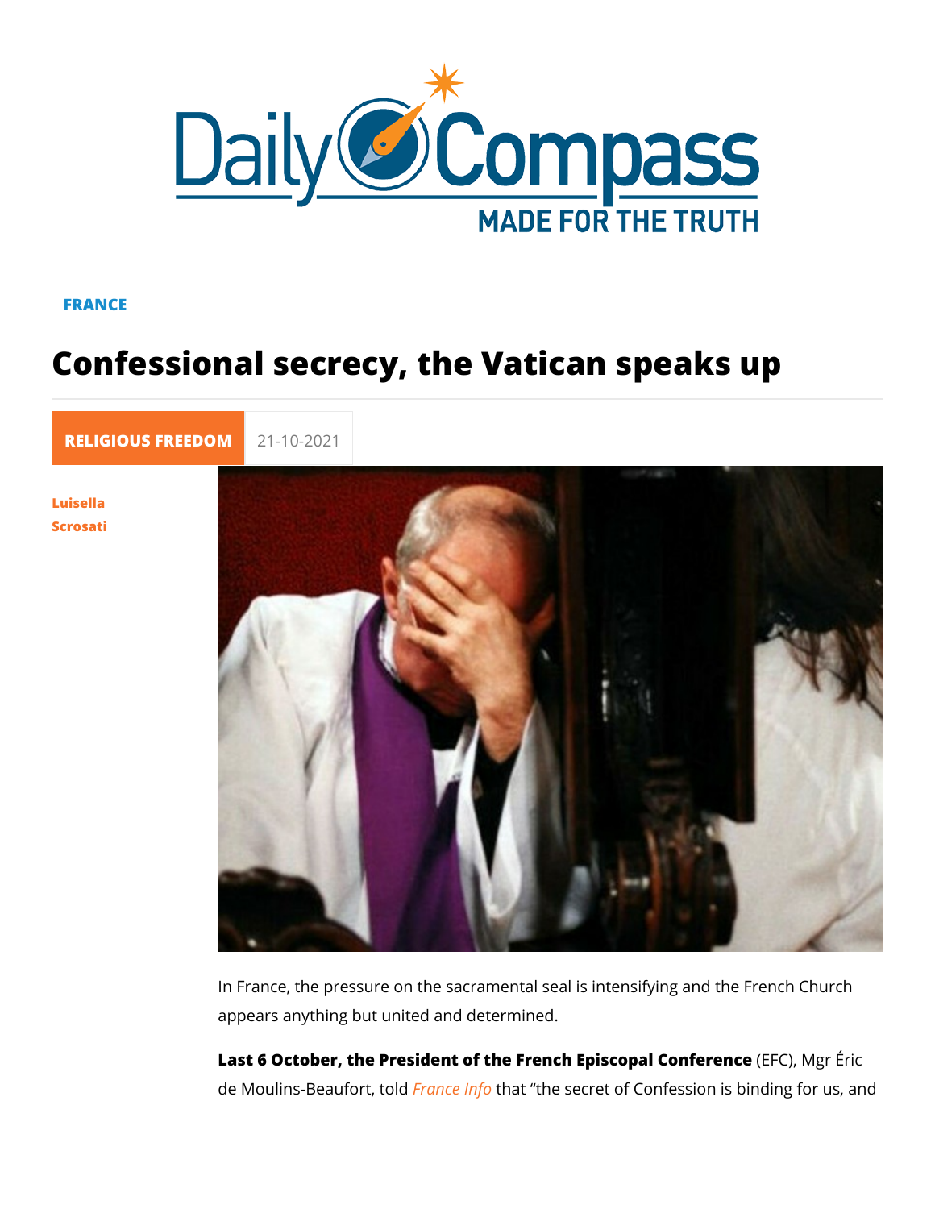FRANCE

# Confessional secrecy, the Vatican speaks up

RELIGIOUS FREEDOM 21-10-2021

Luisella Scrosati

In France, the pressure on the sacramental seal is intensifying and the French Church appears anything but united and determined.

**Last 6 October, the President of the French Episcopal Conference** (EFC), Mgr Éric de Moulins-Beaufort, told *France Info* that "the secret of Confession is binding for us, and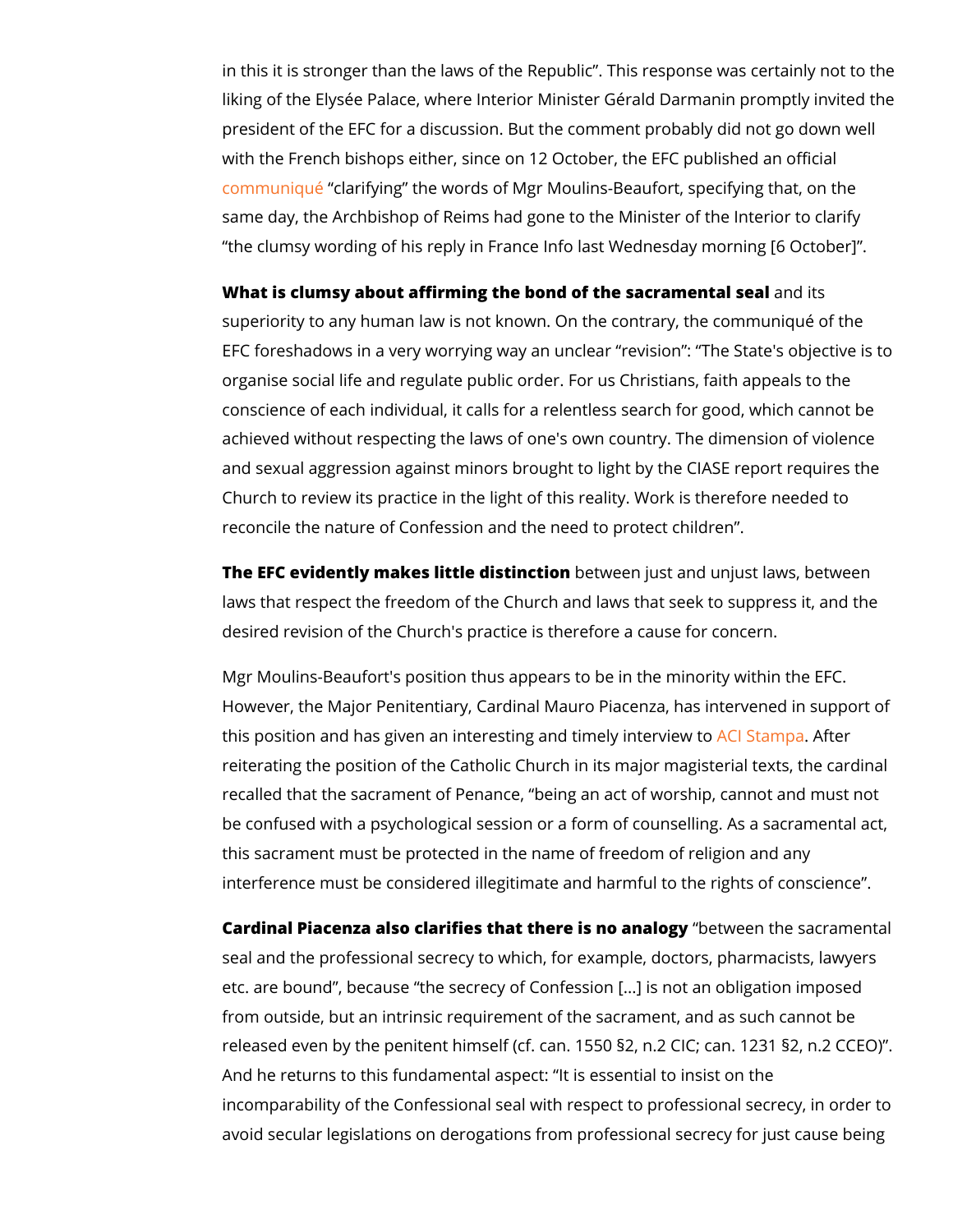in this it is stronger than the laws of the Republic". This response was certainly not to the liking of the Elysée Palace, where Interior Minister Gérald Darmanin promptly invited the president of the EFC for a discussion. But the comment probably did not go down well with the French bishops either, since on 12 October, the EFC published an official communiqué "clarifying" the words of Mgr Moulins-Beaufort, specifying that, on the same day, the Archbishop of Reims had gone to the Minister of the Interior to clarify "the clumsy wording of his reply in France Info last Wednesday morning [6 October]".

**What is clumsy about affirming the bond of the sacramental seal** and its superiority to any human law is not known. On the contrary, the communiqué of the EFC foreshadows in a very worrying way an unclear "revision": "The State's objective is to organise social life and regulate public order. For us Christians, faith appeals to the conscience of each individual, it calls for a relentless search for good, which cannot be achieved without respecting the laws of one's own country. The dimension of violence and sexual aggression against minors brought to light by the CIASE report requires the Church to review its practice in the light of this reality. Work is therefore needed to reconcile the nature of Confession and the need to protect children".

**The EFC evidently makes little distinction** between just and unjust laws, between laws that respect the freedom of the Church and laws that seek to suppress it, and the desired revision of the Church's practice is therefore a cause for concern.

Mgr Moulins-Beaufort's position thus appears to be in the minority within the EFC. However, the Major Penitentiary, Cardinal Mauro Piacenza, has intervened in support of this position and has given an interesting and timely interview to ACI Stampa. After reiterating the position of the Catholic Church in its major magisterial texts, the cardinal recalled that the sacrament of Penance, "being an act of worship, cannot and must not be confused with a psychological session or a form of counselling. As a sacramental act, this sacrament must be protected in the name of freedom of religion and any interference must be considered illegitimate and harmful to the rights of conscience".

**Cardinal Piacenza also clarifies that there is no analogy** "between the sacramental seal and the professional secrecy to which, for example, doctors, pharmacists, lawyers etc. are bound", because "the secrecy of Confession [...] is not an obligation imposed from outside, but an intrinsic requirement of the sacrament, and as such cannot be released even by the penitent himself (cf. can. 1550 §2, n.2 CIC; can. 1231 §2, n.2 CCEO)". And he returns to this fundamental aspect: "It is essential to insist on the incomparability of the Confessional seal with respect to professional secrecy, in order to avoid secular legislations on derogations from professional secrecy for just cause being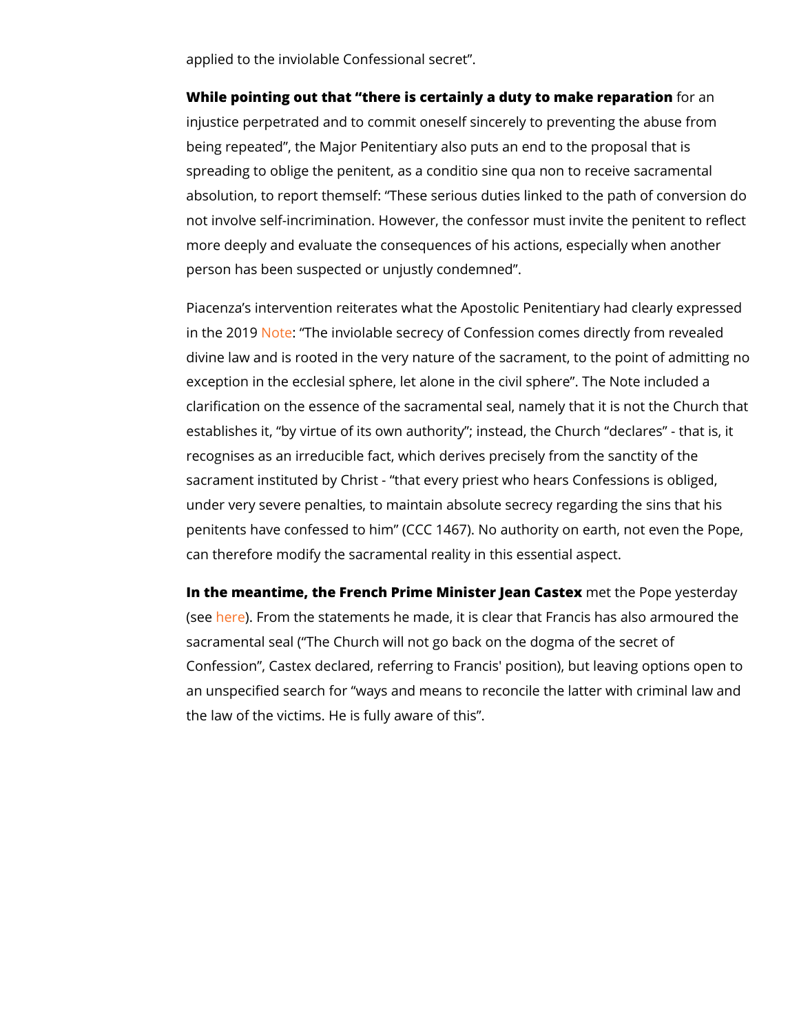applied to the inviolable Confessional secret”.

**While pointing out that “there is certainly a duty to make reparation** for an injustice perpetrated and to commit oneself sincerely to preventing the abuse from being repeated”, the Major Penitentiary also puts an end to the proposal that is spreading to oblige the penitent, as a conditio sine qua non to receive sacramental absolution, to report themself: “These serious duties linked to the path of conversion do not involve self-incrimination. However, the confessor must invite the penitent to reflect more deeply and evaluate the consequences of his actions, especially when another person has been suspected or unjustly condemned”.

Piacenza’s intervention reiterates what the Apostolic Penitentiary had clearly expressed in the 2019 Note: “The inviolable secrecy of Confession comes directly from revealed divine law and is rooted in the very nature of the sacrament, to the point of admitting no exception in the ecclesial sphere, let alone in the civil sphere”. The Note included a clarification on the essence of the sacramental seal, namely that it is not the Church that establishes it, “by virtue of its own authority”; instead, the Church “declares” - that is, it recognises as an irreducible fact, which derives precisely from the sanctity of the sacrament instituted by Christ - “that every priest who hears Confessions is obliged, under very severe penalties, to maintain absolute secrecy regarding the sins that his penitents have confessed to him” (CCC 1467). No authority on earth, not even the Pope, can therefore modify the sacramental reality in this essential aspect.

**In the meantime, the French Prime Minister Jean Castex** met the Pope yesterday (see here). From the statements he made, it is clear that Francis has also armoured the sacramental seal (“The Church will not go back on the dogma of the secret of Confession”, Castex declared, referring to Francis' position), but leaving options open to an unspecified search for “ways and means to reconcile the latter with criminal law and the law of the victims. He is fully aware of this”.